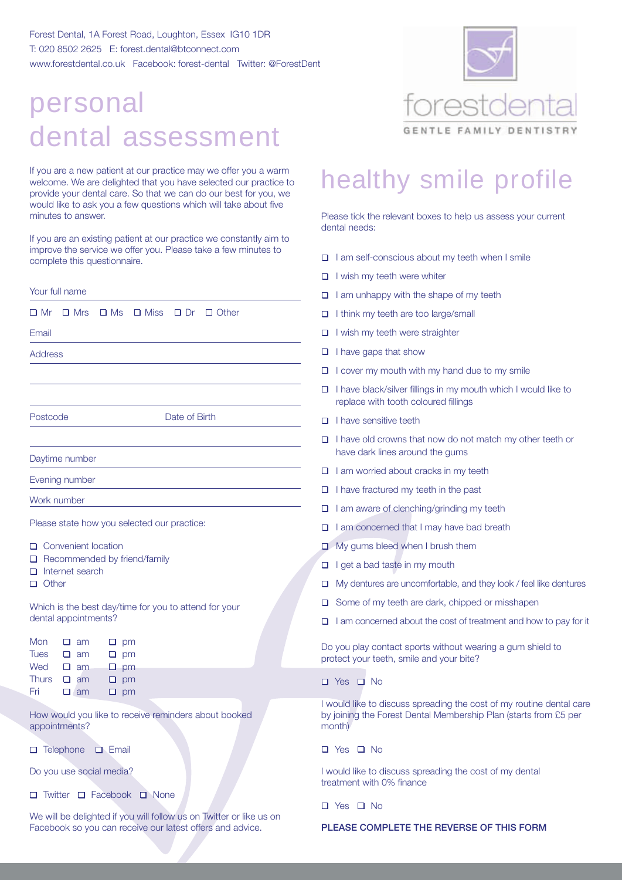Forest Dental, 1A Forest Road, Loughton, Essex IG10 1DR
T: 020 8502 2625 E: forest.dental@btconnect.com
www.forestdental.co.uk Facebook: forest-dental Twitter: @ForestDent

forestdental
GENTLE FAMILY DENTISTRY

# personal dental assessment

If you are a new patient at our practice may we offer you a warm welcome. We are delighted that you have selected our practice to provide your dental care. So that we can do our best for you, we would like to ask you a few questions which will take about five minutes to answer.

If you are an existing patient at our practice we constantly aim to improve the service we offer you. Please take a few minutes to complete this questionnaire.

Your full name

☐ Mr ☐ Mrs ☐ Ms ☐ Miss ☐ Dr ☐ Other

Email

Address

Postcode Date of Birth

Daytime number

Evening number

Work number

Please state how you selected our practice:

- ☐ Convenient location
- ☐ Recommended by friend/family
- ☐ Internet search
- ☐ Other

Which is the best day/time for you to attend for your dental appointments?

| | | |
|---|---|---|
| Mon | ☐ am | ☐ pm |
| Tues | ☐ am | ☐ pm |
| Wed | ☐ am | ☐ pm |
| Thurs | ☐ am | ☐ pm |
| Fri | ☐ am | ☐ pm |

How would you like to receive reminders about booked appointments?

☐ Telephone ☐ Email

Do you use social media?

☐ Twitter ☐ Facebook ☐ None

We will be delighted if you will follow us on Twitter or like us on Facebook so you can receive our latest offers and advice.

# healthy smile profile

Please tick the relevant boxes to help us assess your current dental needs:

- ☐ I am self-conscious about my teeth when I smile
- ☐ I wish my teeth were whiter
- ☐ I am unhappy with the shape of my teeth
- ☐ I think my teeth are too large/small
- ☐ I wish my teeth were straighter
- ☐ I have gaps that show
- ☐ I cover my mouth with my hand due to my smile
- ☐ I have black/silver fillings in my mouth which I would like to replace with tooth coloured fillings
- ☐ I have sensitive teeth
- ☐ I have old crowns that now do not match my other teeth or have dark lines around the gums
- ☐ I am worried about cracks in my teeth
- ☐ I have fractured my teeth in the past
- ☐ I am aware of clenching/grinding my teeth
- ☐ I am concerned that I may have bad breath
- ☐ My gums bleed when I brush them
- ☐ I get a bad taste in my mouth
- ☐ My dentures are uncomfortable, and they look / feel like dentures
- ☐ Some of my teeth are dark, chipped or misshapen
- ☐ I am concerned about the cost of treatment and how to pay for it

Do you play contact sports without wearing a gum shield to protect your teeth, smile and your bite?

☐ Yes ☐ No

I would like to discuss spreading the cost of my routine dental care by joining the Forest Dental Membership Plan (starts from £5 per month)

☐ Yes ☐ No

I would like to discuss spreading the cost of my dental treatment with 0% finance

☐ Yes ☐ No

**PLEASE COMPLETE THE REVERSE OF THIS FORM**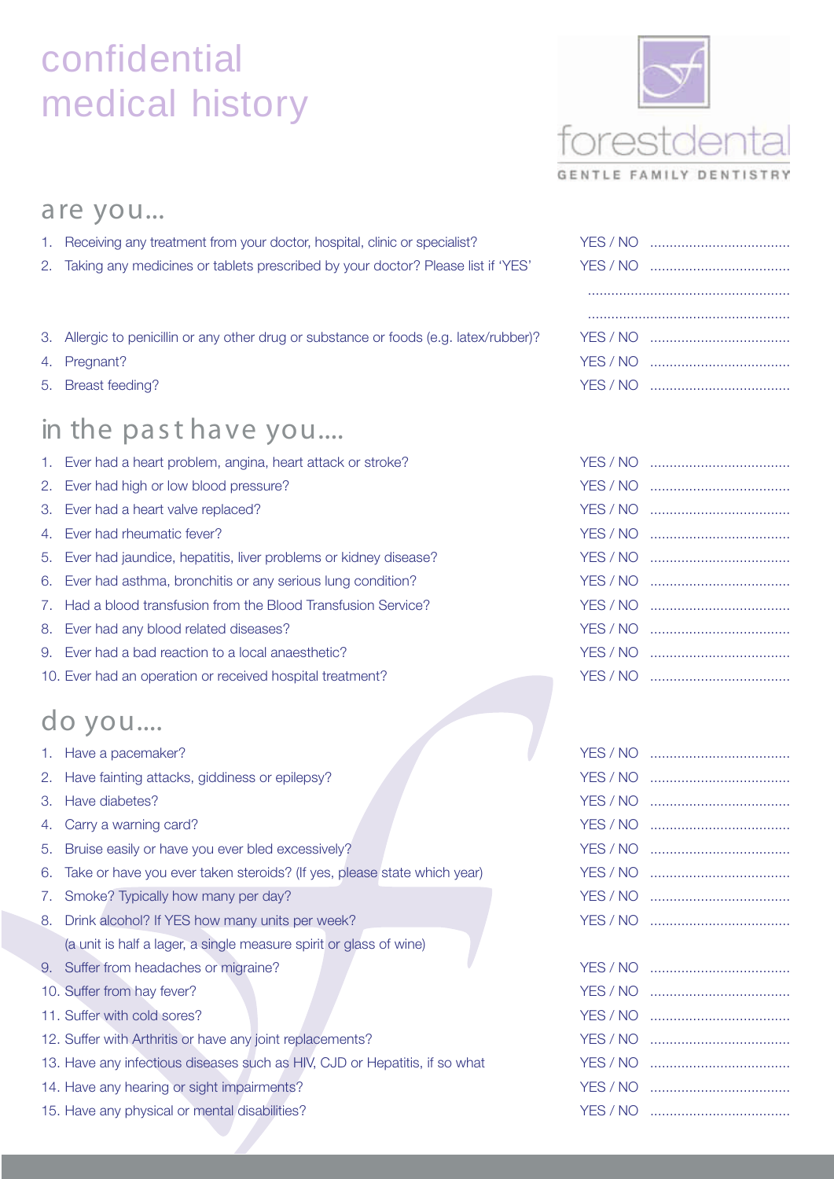# confidential medical history

forestdental
GENTLE FAMILY DENTISTRY

## are you...

1. Receiving any treatment from your doctor, hospital, clinic or specialist? YES / NO ....................................
2. Taking any medicines or tablets prescribed by your doctor? Please list if 'YES' YES / NO ....................................
   ....................................................
   ....................................................
3. Allergic to penicillin or any other drug or substance or foods (e.g. latex/rubber)? YES / NO ....................................
4. Pregnant? YES / NO ....................................
5. Breast feeding? YES / NO ....................................

## in the past have you....

1. Ever had a heart problem, angina, heart attack or stroke? YES / NO ....................................
2. Ever had high or low blood pressure? YES / NO ....................................
3. Ever had a heart valve replaced? YES / NO ....................................
4. Ever had rheumatic fever? YES / NO ....................................
5. Ever had jaundice, hepatitis, liver problems or kidney disease? YES / NO ....................................
6. Ever had asthma, bronchitis or any serious lung condition? YES / NO ....................................
7. Had a blood transfusion from the Blood Transfusion Service? YES / NO ....................................
8. Ever had any blood related diseases? YES / NO ....................................
9. Ever had a bad reaction to a local anaesthetic? YES / NO ....................................
10. Ever had an operation or received hospital treatment? YES / NO ....................................

## do you....

1. Have a pacemaker? YES / NO ....................................
2. Have fainting attacks, giddiness or epilepsy? YES / NO ....................................
3. Have diabetes? YES / NO ....................................
4. Carry a warning card? YES / NO ....................................
5. Bruise easily or have you ever bled excessively? YES / NO ....................................
6. Take or have you ever taken steroids? (If yes, please state which year) YES / NO ....................................
7. Smoke? Typically how many per day? YES / NO ....................................
8. Drink alcohol? If YES how many units per week? YES / NO ....................................
   (a unit is half a lager, a single measure spirit or glass of wine)
9. Suffer from headaches or migraine? YES / NO ....................................
10. Suffer from hay fever? YES / NO ....................................
11. Suffer with cold sores? YES / NO ....................................
12. Suffer with Arthritis or have any joint replacements? YES / NO ....................................
13. Have any infectious diseases such as HIV, CJD or Hepatitis, if so what YES / NO ....................................
14. Have any hearing or sight impairments? YES / NO ....................................
15. Have any physical or mental disabilities? YES / NO ....................................